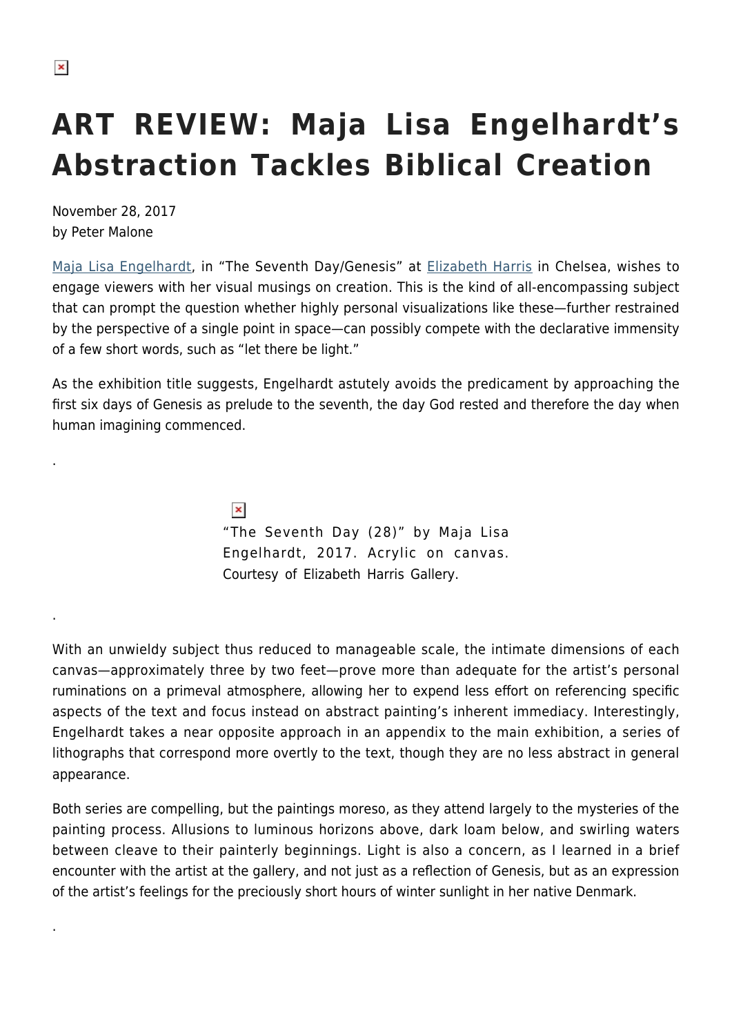# ART REVIEW: Maja Lisa Engelhardt's Abstraction Tackles Biblical Creation

November 28, 2017
by Peter Malone

Maja Lisa Engelhardt, in "The Seventh Day/Genesis" at Elizabeth Harris in Chelsea, wishes to engage viewers with her visual musings on creation. This is the kind of all-encompassing subject that can prompt the question whether highly personal visualizations like these—further restrained by the perspective of a single point in space—can possibly compete with the declarative immensity of a few short words, such as "let there be light."

As the exhibition title suggests, Engelhardt astutely avoids the predicament by approaching the first six days of Genesis as prelude to the seventh, the day God rested and therefore the day when human imagining commenced.

.

"The Seventh Day (28)" by Maja Lisa Engelhardt, 2017. Acrylic on canvas. Courtesy of Elizabeth Harris Gallery.

.

With an unwieldy subject thus reduced to manageable scale, the intimate dimensions of each canvas—approximately three by two feet—prove more than adequate for the artist's personal ruminations on a primeval atmosphere, allowing her to expend less effort on referencing specific aspects of the text and focus instead on abstract painting's inherent immediacy. Interestingly, Engelhardt takes a near opposite approach in an appendix to the main exhibition, a series of lithographs that correspond more overtly to the text, though they are no less abstract in general appearance.

Both series are compelling, but the paintings moreso, as they attend largely to the mysteries of the painting process. Allusions to luminous horizons above, dark loam below, and swirling waters between cleave to their painterly beginnings. Light is also a concern, as I learned in a brief encounter with the artist at the gallery, and not just as a reflection of Genesis, but as an expression of the artist's feelings for the preciously short hours of winter sunlight in her native Denmark.

.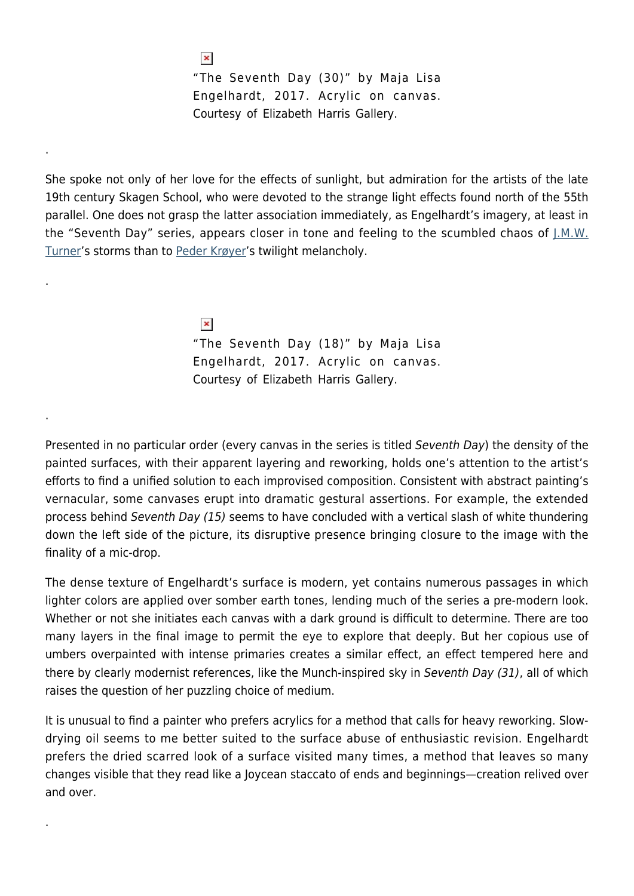"The Seventh Day (30)" by Maja Lisa Engelhardt, 2017. Acrylic on canvas. Courtesy of Elizabeth Harris Gallery.

.

She spoke not only of her love for the effects of sunlight, but admiration for the artists of the late 19th century Skagen School, who were devoted to the strange light effects found north of the 55th parallel. One does not grasp the latter association immediately, as Engelhardt's imagery, at least in the "Seventh Day" series, appears closer in tone and feeling to the scumbled chaos of J.M.W. Turner's storms than to Peder Krøyer's twilight melancholy.

.

"The Seventh Day (18)" by Maja Lisa Engelhardt, 2017. Acrylic on canvas. Courtesy of Elizabeth Harris Gallery.

.

Presented in no particular order (every canvas in the series is titled *Seventh Day*) the density of the painted surfaces, with their apparent layering and reworking, holds one's attention to the artist's efforts to find a unified solution to each improvised composition. Consistent with abstract painting's vernacular, some canvases erupt into dramatic gestural assertions. For example, the extended process behind *Seventh Day (15)* seems to have concluded with a vertical slash of white thundering down the left side of the picture, its disruptive presence bringing closure to the image with the finality of a mic-drop.

The dense texture of Engelhardt's surface is modern, yet contains numerous passages in which lighter colors are applied over somber earth tones, lending much of the series a pre-modern look. Whether or not she initiates each canvas with a dark ground is difficult to determine. There are too many layers in the final image to permit the eye to explore that deeply. But her copious use of umbers overpainted with intense primaries creates a similar effect, an effect tempered here and there by clearly modernist references, like the Munch-inspired sky in *Seventh Day (31)*, all of which raises the question of her puzzling choice of medium.

It is unusual to find a painter who prefers acrylics for a method that calls for heavy reworking. Slow-drying oil seems to me better suited to the surface abuse of enthusiastic revision. Engelhardt prefers the dried scarred look of a surface visited many times, a method that leaves so many changes visible that they read like a Joycean staccato of ends and beginnings—creation relived over and over.

.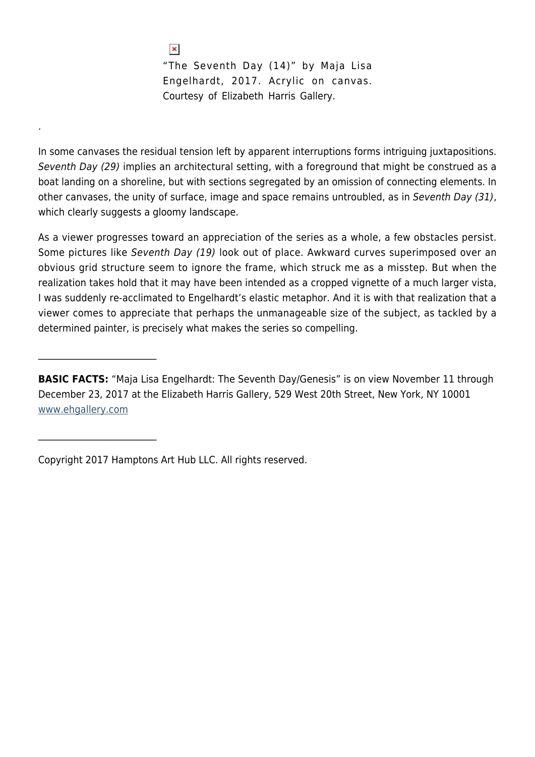"The Seventh Day (14)" by Maja Lisa Engelhardt, 2017. Acrylic on canvas. Courtesy of Elizabeth Harris Gallery.

.

In some canvases the residual tension left by apparent interruptions forms intriguing juxtapositions. *Seventh Day (29)* implies an architectural setting, with a foreground that might be construed as a boat landing on a shoreline, but with sections segregated by an omission of connecting elements. In other canvases, the unity of surface, image and space remains untroubled, as in *Seventh Day (31)*, which clearly suggests a gloomy landscape.

As a viewer progresses toward an appreciation of the series as a whole, a few obstacles persist. Some pictures like *Seventh Day (19)* look out of place. Awkward curves superimposed over an obvious grid structure seem to ignore the frame, which struck me as a misstep. But when the realization takes hold that it may have been intended as a cropped vignette of a much larger vista, I was suddenly re-acclimated to Engelhardt's elastic metaphor. And it is with that realization that a viewer comes to appreciate that perhaps the unmanageable size of the subject, as tackled by a determined painter, is precisely what makes the series so compelling.

---

**BASIC FACTS:** "Maja Lisa Engelhardt: The Seventh Day/Genesis" is on view November 11 through December 23, 2017 at the Elizabeth Harris Gallery, 529 West 20th Street, New York, NY 10001 www.ehgallery.com

---

Copyright 2017 Hamptons Art Hub LLC. All rights reserved.